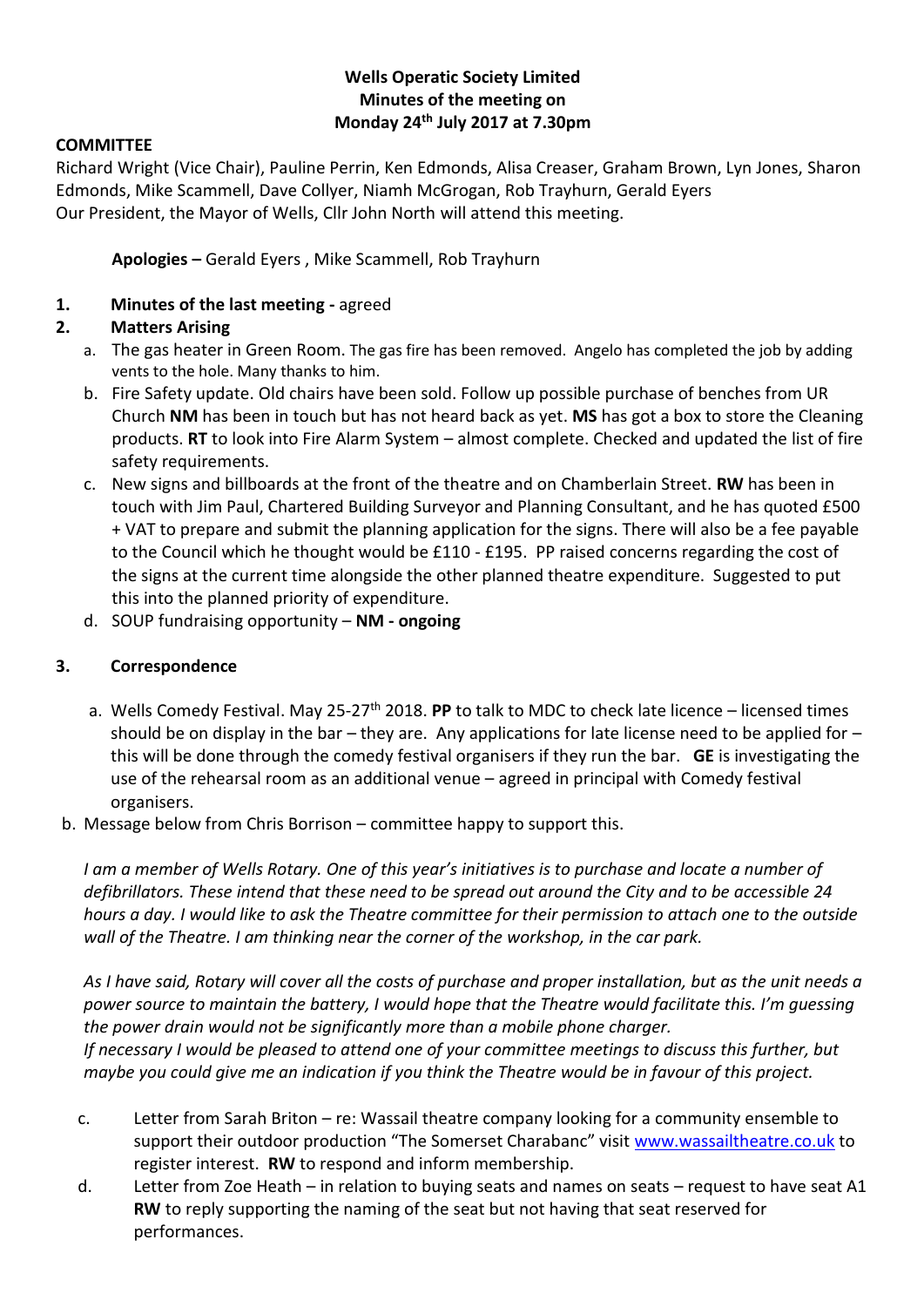**Wells Operatic Society Limited**
**Minutes of the meeting on**
**Monday 24th July 2017 at 7.30pm**

**COMMITTEE**

Richard Wright (Vice Chair), Pauline Perrin, Ken Edmonds, Alisa Creaser, Graham Brown, Lyn Jones, Sharon Edmonds, Mike Scammell, Dave Collyer, Niamh McGrogan, Rob Trayhurn, Gerald Eyers

Our President, the Mayor of Wells, Cllr John North will attend this meeting.

**Apologies –** Gerald Eyers , Mike Scammell, Rob Trayhurn

1. **Minutes of the last meeting -** agreed
2. **Matters Arising**
   a. The gas heater in Green Room. The gas fire has been removed. Angelo has completed the job by adding vents to the hole. Many thanks to him.
   b. Fire Safety update. Old chairs have been sold. Follow up possible purchase of benches from UR Church **NM** has been in touch but has not heard back as yet. **MS** has got a box to store the Cleaning products. **RT** to look into Fire Alarm System – almost complete. Checked and updated the list of fire safety requirements.
   c. New signs and billboards at the front of the theatre and on Chamberlain Street. **RW** has been in touch with Jim Paul, Chartered Building Surveyor and Planning Consultant, and he has quoted £500 + VAT to prepare and submit the planning application for the signs. There will also be a fee payable to the Council which he thought would be £110 - £195. PP raised concerns regarding the cost of the signs at the current time alongside the other planned theatre expenditure. Suggested to put this into the planned priority of expenditure.
   d. SOUP fundraising opportunity – **NM - ongoing**

3. **Correspondence**

   a. Wells Comedy Festival. May 25-27th 2018. **PP** to talk to MDC to check late licence – licensed times should be on display in the bar – they are. Any applications for late license need to be applied for – this will be done through the comedy festival organisers if they run the bar. **GE** is investigating the use of the rehearsal room as an additional venue – agreed in principal with Comedy festival organisers.

   b. Message below from Chris Borrison – committee happy to support this.

   *I am a member of Wells Rotary. One of this year's initiatives is to purchase and locate a number of defibrillators. These intend that these need to be spread out around the City and to be accessible 24 hours a day. I would like to ask the Theatre committee for their permission to attach one to the outside wall of the Theatre. I am thinking near the corner of the workshop, in the car park.*

   *As I have said, Rotary will cover all the costs of purchase and proper installation, but as the unit needs a power source to maintain the battery, I would hope that the Theatre would facilitate this. I'm guessing the power drain would not be significantly more than a mobile phone charger.*
   *If necessary I would be pleased to attend one of your committee meetings to discuss this further, but maybe you could give me an indication if you think the Theatre would be in favour of this project.*

   c. Letter from Sarah Briton – re: Wassail theatre company looking for a community ensemble to support their outdoor production "The Somerset Charabanc" visit www.wassailtheatre.co.uk to register interest. **RW** to respond and inform membership.

   d. Letter from Zoe Heath – in relation to buying seats and names on seats – request to have seat A1 **RW** to reply supporting the naming of the seat but not having that seat reserved for performances.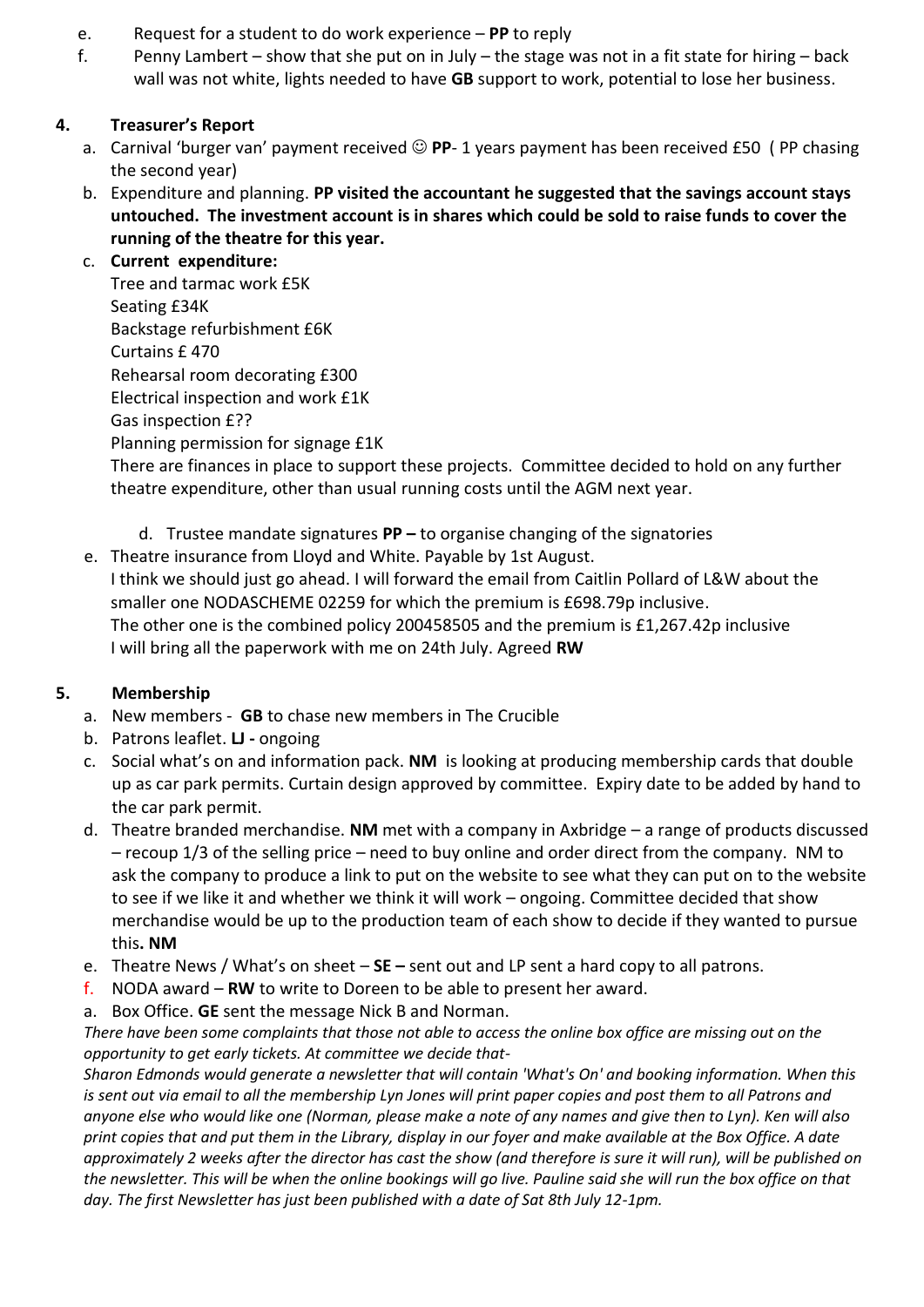e. Request for a student to do work experience – **PP** to reply

f. Penny Lambert – show that she put on in July – the stage was not in a fit state for hiring – back wall was not white, lights needed to have **GB** support to work, potential to lose her business.

**4. Treasurer's Report**

a. Carnival 'burger van' payment received ☺ **PP**- 1 years payment has been received £50 ( PP chasing the second year)

b. Expenditure and planning. **PP visited the accountant he suggested that the savings account stays untouched. The investment account is in shares which could be sold to raise funds to cover the running of the theatre for this year.**

c. **Current expenditure:**
Tree and tarmac work £5K
Seating £34K
Backstage refurbishment £6K
Curtains £ 470
Rehearsal room decorating £300
Electrical inspection and work £1K
Gas inspection £??
Planning permission for signage £1K
There are finances in place to support these projects. Committee decided to hold on any further theatre expenditure, other than usual running costs until the AGM next year.

d. Trustee mandate signatures **PP –** to organise changing of the signatories

e. Theatre insurance from Lloyd and White. Payable by 1st August.
I think we should just go ahead. I will forward the email from Caitlin Pollard of L&W about the smaller one NODASCHEME 02259 for which the premium is £698.79p inclusive.
The other one is the combined policy 200458505 and the premium is £1,267.42p inclusive
I will bring all the paperwork with me on 24th July. Agreed **RW**

**5. Membership**

a. New members - **GB** to chase new members in The Crucible

b. Patrons leaflet. **LJ -** ongoing

c. Social what's on and information pack. **NM** is looking at producing membership cards that double up as car park permits. Curtain design approved by committee. Expiry date to be added by hand to the car park permit.

d. Theatre branded merchandise. **NM** met with a company in Axbridge – a range of products discussed – recoup 1/3 of the selling price – need to buy online and order direct from the company. NM to ask the company to produce a link to put on the website to see what they can put on to the website to see if we like it and whether we think it will work – ongoing. Committee decided that show merchandise would be up to the production team of each show to decide if they wanted to pursue this**. NM**

e. Theatre News / What's on sheet – **SE –** sent out and LP sent a hard copy to all patrons.

f. NODA award – **RW** to write to Doreen to be able to present her award.

a. Box Office. **GE** sent the message Nick B and Norman.

*There have been some complaints that those not able to access the online box office are missing out on the opportunity to get early tickets. At committee we decide that-*

*Sharon Edmonds would generate a newsletter that will contain 'What's On' and booking information. When this is sent out via email to all the membership Lyn Jones will print paper copies and post them to all Patrons and anyone else who would like one (Norman, please make a note of any names and give then to Lyn). Ken will also print copies that and put them in the Library, display in our foyer and make available at the Box Office. A date approximately 2 weeks after the director has cast the show (and therefore is sure it will run), will be published on the newsletter. This will be when the online bookings will go live. Pauline said she will run the box office on that day. The first Newsletter has just been published with a date of Sat 8th July 12-1pm.*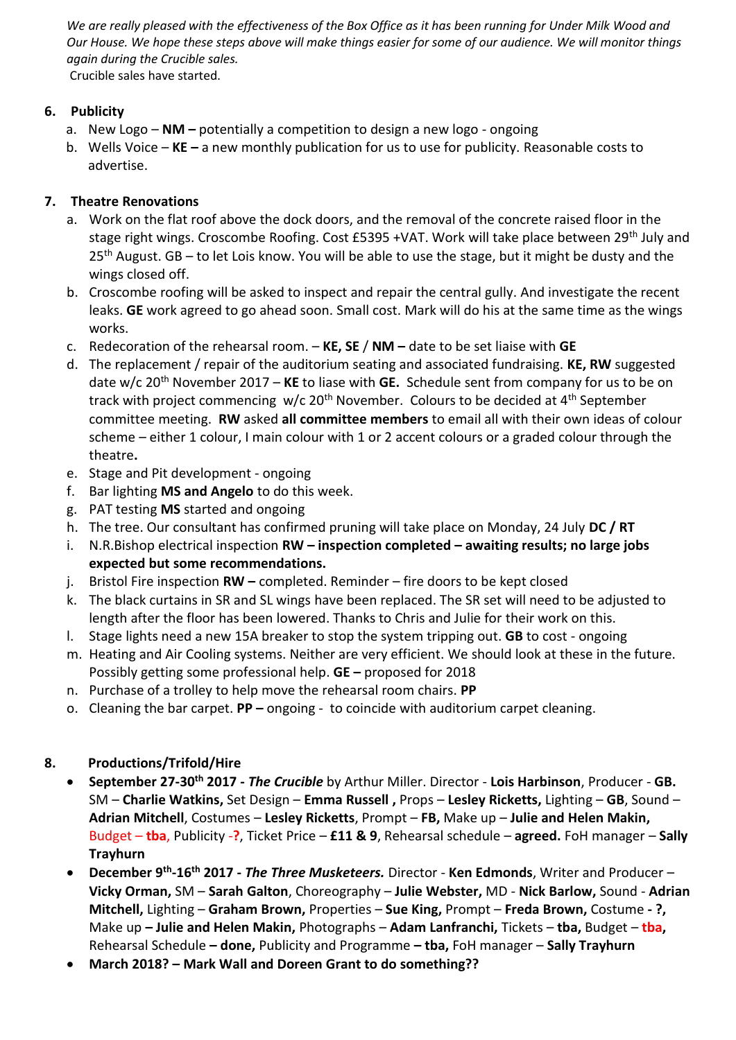*We are really pleased with the effectiveness of the Box Office as it has been running for Under Milk Wood and Our House. We hope these steps above will make things easier for some of our audience. We will monitor things again during the Crucible sales.*

Crucible sales have started.

## 6. Publicity

a. New Logo – **NM –** potentially a competition to design a new logo - ongoing
b. Wells Voice – **KE –** a new monthly publication for us to use for publicity. Reasonable costs to advertise.

## 7. Theatre Renovations

a. Work on the flat roof above the dock doors, and the removal of the concrete raised floor in the stage right wings. Croscombe Roofing. Cost £5395 +VAT. Work will take place between 29th July and 25th August. GB – to let Lois know. You will be able to use the stage, but it might be dusty and the wings closed off.
b. Croscombe roofing will be asked to inspect and repair the central gully. And investigate the recent leaks. **GE** work agreed to go ahead soon. Small cost. Mark will do his at the same time as the wings works.
c. Redecoration of the rehearsal room. – **KE, SE** / **NM –** date to be set liaise with **GE**
d. The replacement / repair of the auditorium seating and associated fundraising. **KE, RW** suggested date w/c 20th November 2017 – **KE** to liase with **GE.** Schedule sent from company for us to be on track with project commencing w/c 20th November. Colours to be decided at 4th September committee meeting. **RW** asked **all committee members** to email all with their own ideas of colour scheme – either 1 colour, I main colour with 1 or 2 accent colours or a graded colour through the theatre**.**
e. Stage and Pit development - ongoing
f. Bar lighting **MS and Angelo** to do this week.
g. PAT testing **MS** started and ongoing
h. The tree. Our consultant has confirmed pruning will take place on Monday, 24 July **DC / RT**
i. N.R.Bishop electrical inspection **RW – inspection completed – awaiting results; no large jobs expected but some recommendations.**
j. Bristol Fire inspection **RW –** completed. Reminder – fire doors to be kept closed
k. The black curtains in SR and SL wings have been replaced. The SR set will need to be adjusted to length after the floor has been lowered. Thanks to Chris and Julie for their work on this.
l. Stage lights need a new 15A breaker to stop the system tripping out. **GB** to cost - ongoing
m. Heating and Air Cooling systems. Neither are very efficient. We should look at these in the future. Possibly getting some professional help. **GE –** proposed for 2018
n. Purchase of a trolley to help move the rehearsal room chairs. **PP**
o. Cleaning the bar carpet. **PP –** ongoing - to coincide with auditorium carpet cleaning.

## 8. Productions/Trifold/Hire

- **September 27-30th 2017 - *The Crucible*** by Arthur Miller. Director - **Lois Harbinson**, Producer - **GB.** SM – **Charlie Watkins,** Set Design – **Emma Russell ,** Props – **Lesley Ricketts,** Lighting – **GB**, Sound – **Adrian Mitchell**, Costumes – **Lesley Ricketts**, Prompt – **FB,** Make up – **Julie and Helen Makin,** Budget – **tba**, Publicity -**?**, Ticket Price – **£11 & 9**, Rehearsal schedule – **agreed.** FoH manager – **Sally Trayhurn**
- **December 9th-16th 2017 - *The Three Musketeers.*** Director - **Ken Edmonds**, Writer and Producer – **Vicky Orman,** SM – **Sarah Galton**, Choreography – **Julie Webster,** MD - **Nick Barlow,** Sound - **Adrian Mitchell,** Lighting – **Graham Brown,** Properties – **Sue King,** Prompt – **Freda Brown,** Costume **- ?,** Make up **– Julie and Helen Makin,** Photographs – **Adam Lanfranchi,** Tickets – **tba,** Budget – **tba,** Rehearsal Schedule **– done,** Publicity and Programme **– tba,** FoH manager – **Sally Trayhurn**
- **March 2018? – Mark Wall and Doreen Grant to do something??**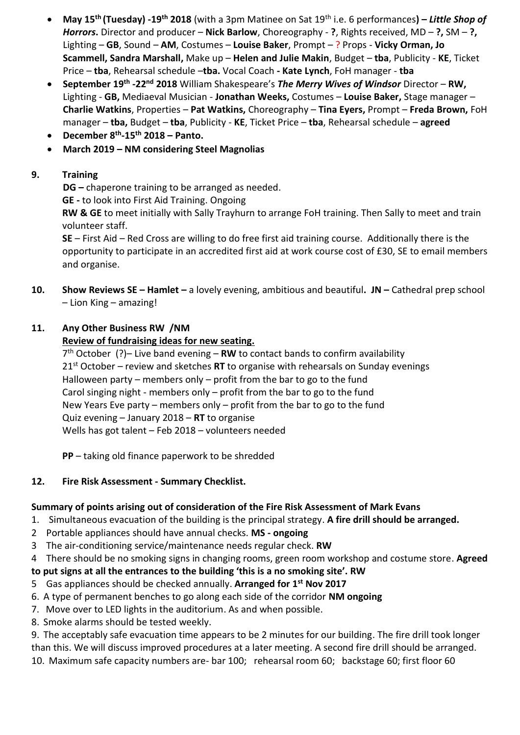- **May 15th (Tuesday) -19th 2018** (with a 3pm Matinee on Sat 19th i.e. 6 performances**) – *Little Shop of Horrors*.** Director and producer – **Nick Barlow**, Choreography - **?**, Rights received, MD – **?,** SM – **?,** Lighting – **GB**, Sound – **AM**, Costumes – **Louise Baker**, Prompt – ? Props - **Vicky Orman, Jo Scammell, Sandra Marshall,** Make up – **Helen and Julie Makin**, Budget – **tba**, Publicity - **KE**, Ticket Price – **tba**, Rehearsal schedule –**tba.** Vocal Coach **- Kate Lynch**, FoH manager - **tba**
- **September 19th -22nd 2018** William Shakespeare's ***The Merry Wives of Windsor*** Director – **RW,** Lighting - **GB,** Mediaeval Musician - **Jonathan Weeks,** Costumes – **Louise Baker,** Stage manager – **Charlie Watkins**, Properties – **Pat Watkins,** Choreography – **Tina Eyers,** Prompt – **Freda Brown,** FoH manager – **tba,** Budget – **tba**, Publicity - **KE**, Ticket Price – **tba**, Rehearsal schedule – **agreed**
- **December 8th-15th 2018 – Panto.**
- **March 2019 – NM considering Steel Magnolias**

**9. Training**

**DG –** chaperone training to be arranged as needed.

**GE -** to look into First Aid Training. Ongoing

**RW & GE** to meet initially with Sally Trayhurn to arrange FoH training. Then Sally to meet and train volunteer staff.

**SE** – First Aid – Red Cross are willing to do free first aid training course. Additionally there is the opportunity to participate in an accredited first aid at work course cost of £30, SE to email members and organise.

**10. Show Reviews SE – Hamlet –** a lovely evening, ambitious and beautiful**. JN –** Cathedral prep school – Lion King – amazing!

**11. Any Other Business RW /NM**

**Review of fundraising ideas for new seating.**

7th October (?)– Live band evening – **RW** to contact bands to confirm availability
21st October – review and sketches **RT** to organise with rehearsals on Sunday evenings
Halloween party – members only – profit from the bar to go to the fund
Carol singing night - members only – profit from the bar to go to the fund
New Years Eve party – members only – profit from the bar to go to the fund
Quiz evening – January 2018 – **RT** to organise
Wells has got talent – Feb 2018 – volunteers needed

**PP** – taking old finance paperwork to be shredded

**12. Fire Risk Assessment - Summary Checklist.**

**Summary of points arising out of consideration of the Fire Risk Assessment of Mark Evans**

1. Simultaneous evacuation of the building is the principal strategy. **A fire drill should be arranged.**
2. Portable appliances should have annual checks. **MS - ongoing**
3. The air-conditioning service/maintenance needs regular check. **RW**
4. There should be no smoking signs in changing rooms, green room workshop and costume store. **Agreed to put signs at all the entrances to the building 'this is a no smoking site'. RW**
5. Gas appliances should be checked annually. **Arranged for 1st Nov 2017**
6. A type of permanent benches to go along each side of the corridor **NM ongoing**
7. Move over to LED lights in the auditorium. As and when possible.
8. Smoke alarms should be tested weekly.
9. The acceptably safe evacuation time appears to be 2 minutes for our building. The fire drill took longer than this. We will discuss improved procedures at a later meeting. A second fire drill should be arranged.
10. Maximum safe capacity numbers are- bar 100; rehearsal room 60; backstage 60; first floor 60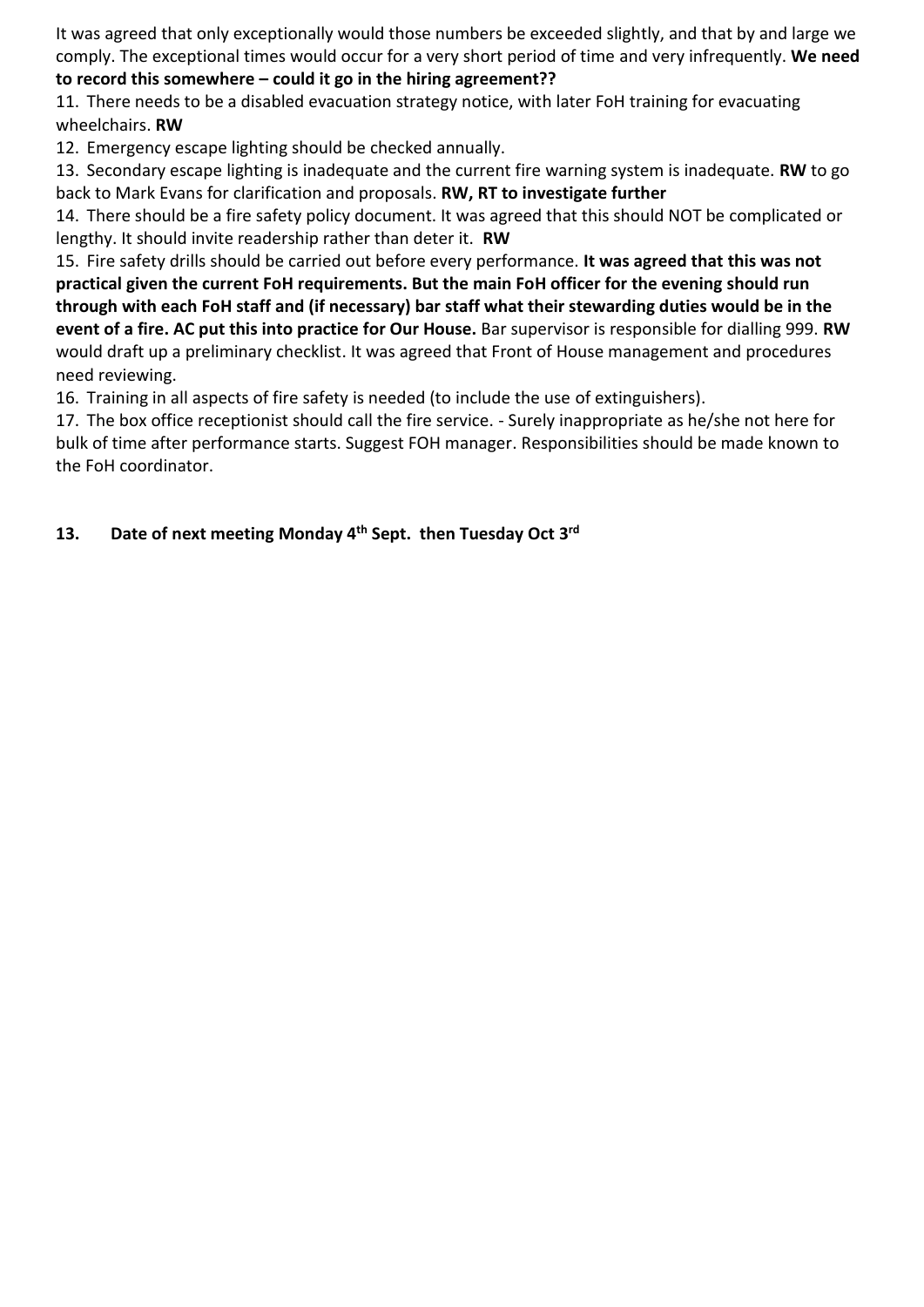It was agreed that only exceptionally would those numbers be exceeded slightly, and that by and large we comply. The exceptional times would occur for a very short period of time and very infrequently. **We need to record this somewhere – could it go in the hiring agreement??**

11. There needs to be a disabled evacuation strategy notice, with later FoH training for evacuating wheelchairs. **RW**
12. Emergency escape lighting should be checked annually.
13. Secondary escape lighting is inadequate and the current fire warning system is inadequate. **RW** to go back to Mark Evans for clarification and proposals. **RW, RT to investigate further**
14. There should be a fire safety policy document. It was agreed that this should NOT be complicated or lengthy. It should invite readership rather than deter it. **RW**
15. Fire safety drills should be carried out before every performance. **It was agreed that this was not practical given the current FoH requirements. But the main FoH officer for the evening should run through with each FoH staff and (if necessary) bar staff what their stewarding duties would be in the event of a fire. AC put this into practice for Our House.** Bar supervisor is responsible for dialling 999. **RW** would draft up a preliminary checklist. It was agreed that Front of House management and procedures need reviewing.
16. Training in all aspects of fire safety is needed (to include the use of extinguishers).
17. The box office receptionist should call the fire service. - Surely inappropriate as he/she not here for bulk of time after performance starts. Suggest FOH manager. Responsibilities should be made known to the FoH coordinator.

**13. Date of next meeting Monday 4th Sept. then Tuesday Oct 3rd**